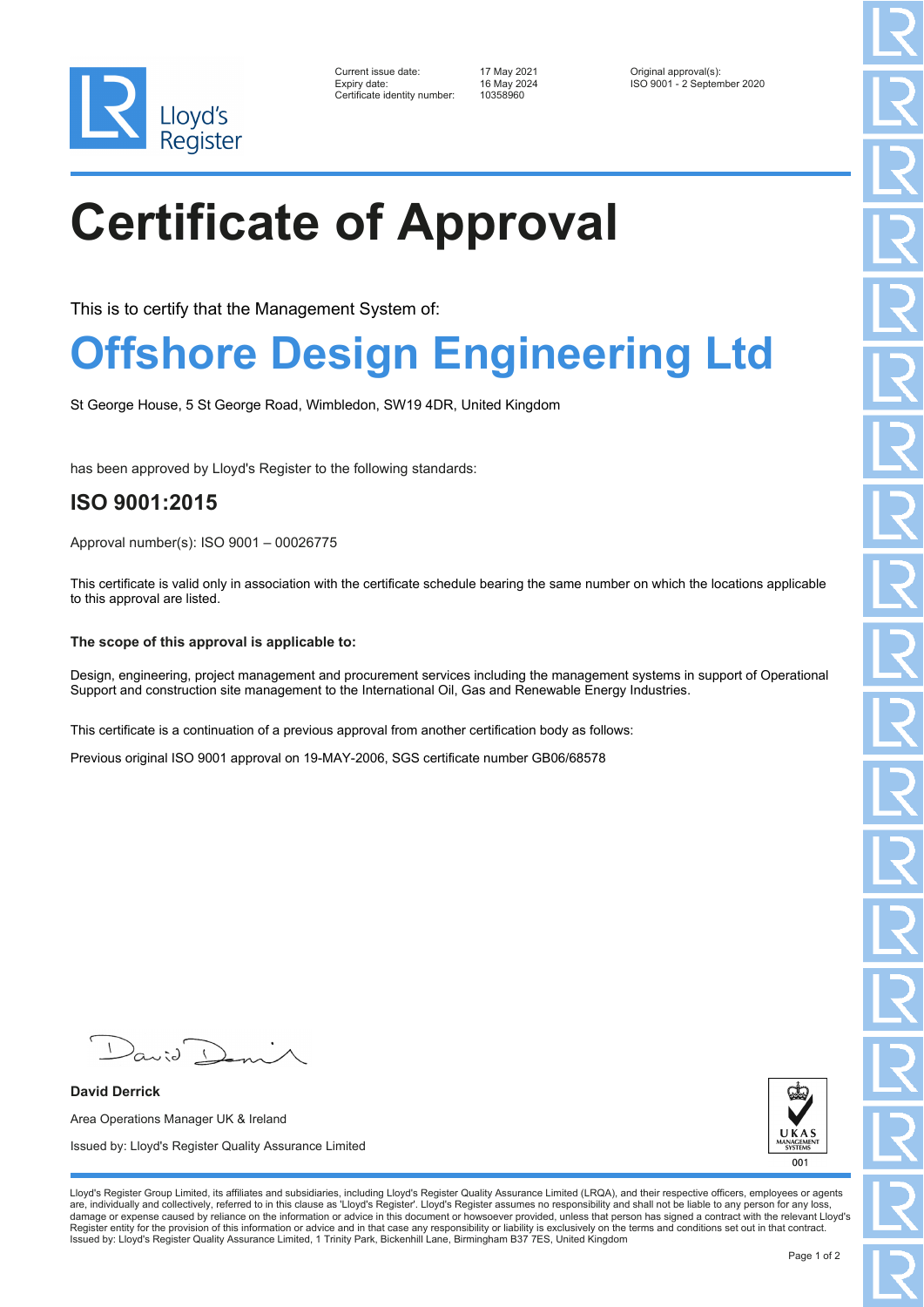Lloyd's Register

Current issue date: 17 May 2021
Expiry date: 16 May 2024
Certificate identity number: 10358960

Original approval(s):
ISO 9001 - 2 September 2020

# Certificate of Approval

This is to certify that the Management System of:

## Offshore Design Engineering Ltd

St George House, 5 St George Road, Wimbledon, SW19 4DR, United Kingdom

has been approved by Lloyd's Register to the following standards:

### ISO 9001:2015

Approval number(s): ISO 9001 – 00026775

This certificate is valid only in association with the certificate schedule bearing the same number on which the locations applicable to this approval are listed.

**The scope of this approval is applicable to:**

Design, engineering, project management and procurement services including the management systems in support of Operational Support and construction site management to the International Oil, Gas and Renewable Energy Industries.

This certificate is a continuation of a previous approval from another certification body as follows:

Previous original ISO 9001 approval on 19-MAY-2006, SGS certificate number GB06/68578

**David Derrick**

Area Operations Manager UK & Ireland

Issued by: Lloyd's Register Quality Assurance Limited

UKAS MANAGEMENT SYSTEMS 001

Lloyd's Register Group Limited, its affiliates and subsidiaries, including Lloyd's Register Quality Assurance Limited (LRQA), and their respective officers, employees or agents are, individually and collectively, referred to in this clause as 'Lloyd's Register'. Lloyd's Register assumes no responsibility and shall not be liable to any person for any loss, damage or expense caused by reliance on the information or advice in this document or howsoever provided, unless that person has signed a contract with the relevant Lloyd's Register entity for the provision of this information or advice and in that case any responsibility or liability is exclusively on the terms and conditions set out in that contract.
Issued by: Lloyd's Register Quality Assurance Limited, 1 Trinity Park, Bickenhill Lane, Birmingham B37 7ES, United Kingdom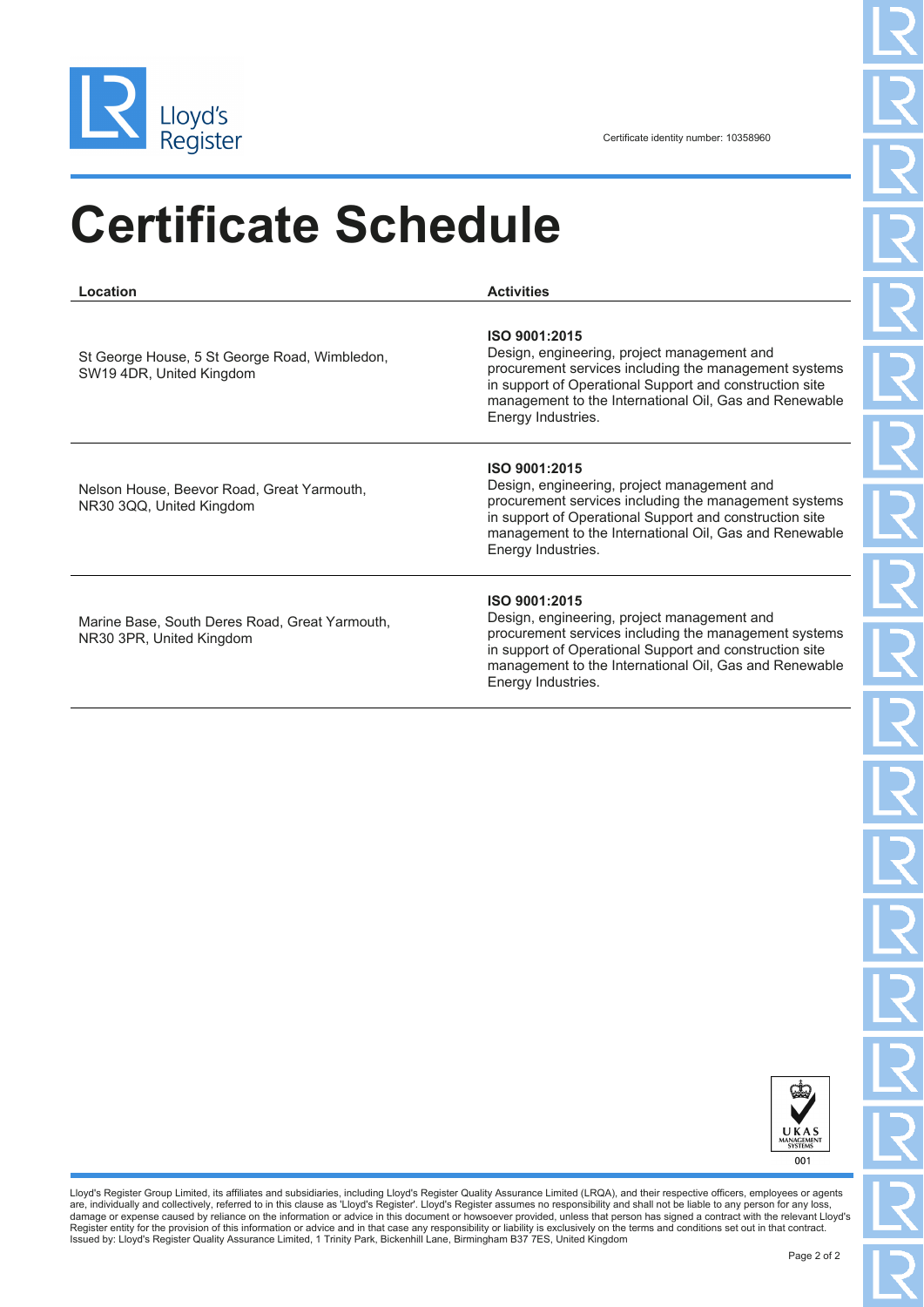Lloyd's Register

Certificate identity number: 10358960

# Certificate Schedule

| Location | Activities |
| --- | --- |
| St George House, 5 St George Road, Wimbledon, SW19 4DR, United Kingdom | **ISO 9001:2015** Design, engineering, project management and procurement services including the management systems in support of Operational Support and construction site management to the International Oil, Gas and Renewable Energy Industries. |
| Nelson House, Beevor Road, Great Yarmouth, NR30 3QQ, United Kingdom | **ISO 9001:2015** Design, engineering, project management and procurement services including the management systems in support of Operational Support and construction site management to the International Oil, Gas and Renewable Energy Industries. |
| Marine Base, South Deres Road, Great Yarmouth, NR30 3PR, United Kingdom | **ISO 9001:2015** Design, engineering, project management and procurement services including the management systems in support of Operational Support and construction site management to the International Oil, Gas and Renewable Energy Industries. |

UKAS MANAGEMENT SYSTEMS
001

Lloyd's Register Group Limited, its affiliates and subsidiaries, including Lloyd's Register Quality Assurance Limited (LRQA), and their respective officers, employees or agents are, individually and collectively, referred to in this clause as 'Lloyd's Register'. Lloyd's Register assumes no responsibility and shall not be liable to any person for any loss, damage or expense caused by reliance on the information or advice in this document or howsoever provided, unless that person has signed a contract with the relevant Lloyd's Register entity for the provision of this information or advice and in that case any responsibility or liability is exclusively on the terms and conditions set out in that contract.
Issued by: Lloyd's Register Quality Assurance Limited, 1 Trinity Park, Bickenhill Lane, Birmingham B37 7ES, United Kingdom